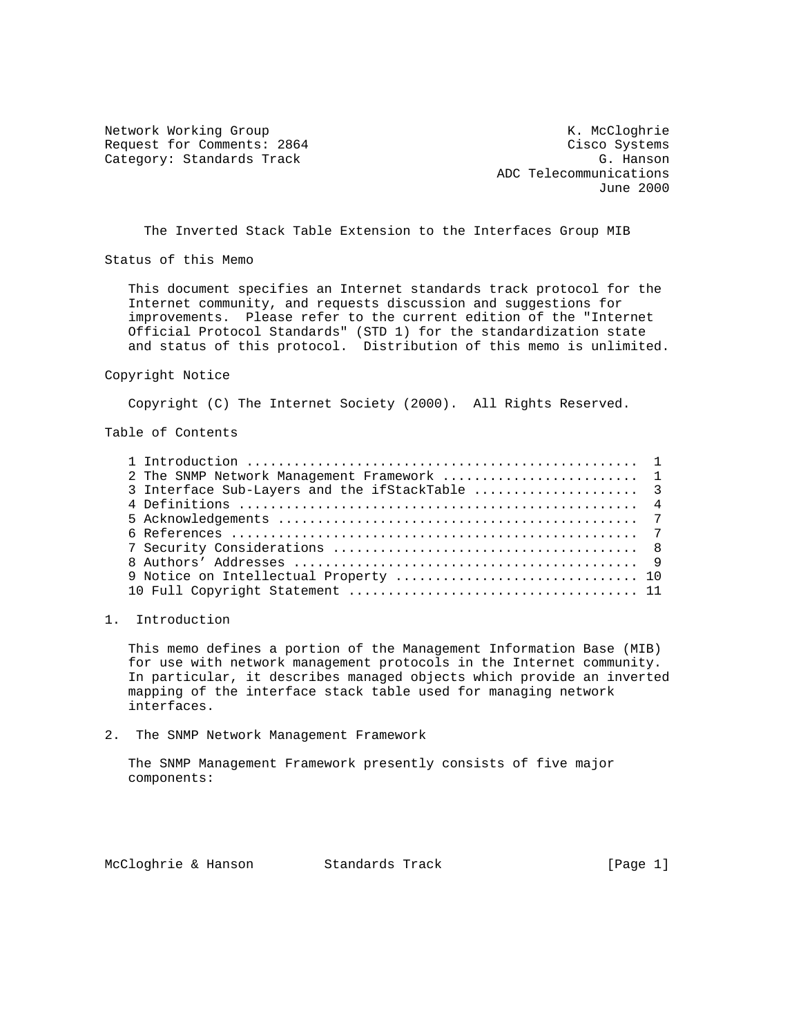Network Working Group K. McCloghrie
Request for Comments: 2864 Cisco Systems
Category: Standards Track G. Hanson
ADC Telecommunications
June 2000

# The Inverted Stack Table Extension to the Interfaces Group MIB

## Status of this Memo

This document specifies an Internet standards track protocol for the Internet community, and requests discussion and suggestions for improvements. Please refer to the current edition of the "Internet Official Protocol Standards" (STD 1) for the standardization state and status of this protocol. Distribution of this memo is unlimited.

## Copyright Notice

Copyright (C) The Internet Society (2000). All Rights Reserved.

## Table of Contents

```
1 Introduction .................................................  1
2 The SNMP Network Management Framework ........................  1
3 Interface Sub-Layers and the ifStackTable ....................  3
4 Definitions ..................................................  4
5 Acknowledgements .............................................  7
6 References ...................................................  7
7 Security Considerations ......................................  8
8 Authors' Addresses ...........................................  9
9 Notice on Intellectual Property .............................. 10
10 Full Copyright Statement .................................... 11
```

## 1. Introduction

This memo defines a portion of the Management Information Base (MIB) for use with network management protocols in the Internet community. In particular, it describes managed objects which provide an inverted mapping of the interface stack table used for managing network interfaces.

## 2. The SNMP Network Management Framework

The SNMP Management Framework presently consists of five major components: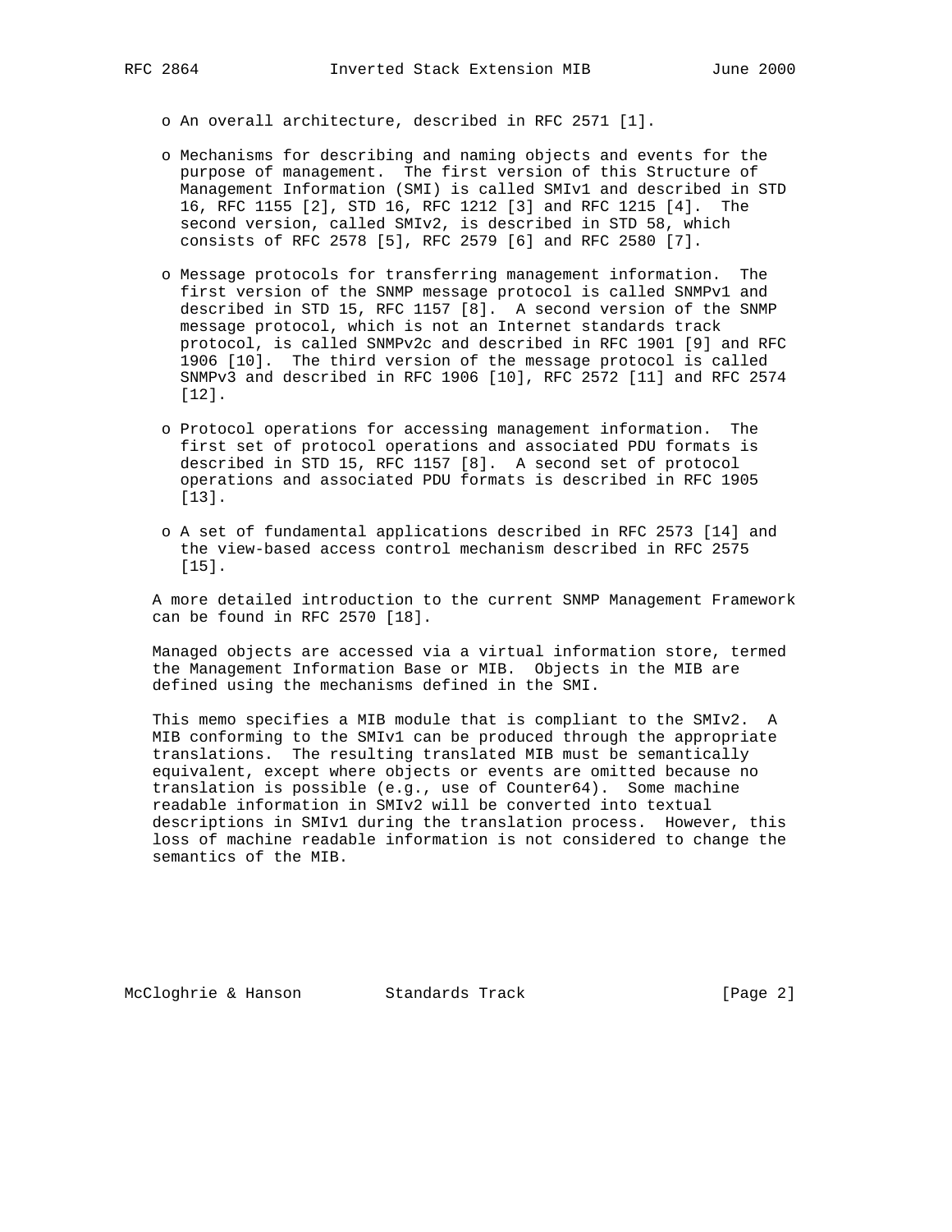- An overall architecture, described in RFC 2571 [1].

- Mechanisms for describing and naming objects and events for the purpose of management. The first version of this Structure of Management Information (SMI) is called SMIv1 and described in STD 16, RFC 1155 [2], STD 16, RFC 1212 [3] and RFC 1215 [4]. The second version, called SMIv2, is described in STD 58, which consists of RFC 2578 [5], RFC 2579 [6] and RFC 2580 [7].

- Message protocols for transferring management information. The first version of the SNMP message protocol is called SNMPv1 and described in STD 15, RFC 1157 [8]. A second version of the SNMP message protocol, which is not an Internet standards track protocol, is called SNMPv2c and described in RFC 1901 [9] and RFC 1906 [10]. The third version of the message protocol is called SNMPv3 and described in RFC 1906 [10], RFC 2572 [11] and RFC 2574 [12].

- Protocol operations for accessing management information. The first set of protocol operations and associated PDU formats is described in STD 15, RFC 1157 [8]. A second set of protocol operations and associated PDU formats is described in RFC 1905 [13].

- A set of fundamental applications described in RFC 2573 [14] and the view-based access control mechanism described in RFC 2575 [15].

A more detailed introduction to the current SNMP Management Framework can be found in RFC 2570 [18].

Managed objects are accessed via a virtual information store, termed the Management Information Base or MIB. Objects in the MIB are defined using the mechanisms defined in the SMI.

This memo specifies a MIB module that is compliant to the SMIv2. A MIB conforming to the SMIv1 can be produced through the appropriate translations. The resulting translated MIB must be semantically equivalent, except where objects or events are omitted because no translation is possible (e.g., use of Counter64). Some machine readable information in SMIv2 will be converted into textual descriptions in SMIv1 during the translation process. However, this loss of machine readable information is not considered to change the semantics of the MIB.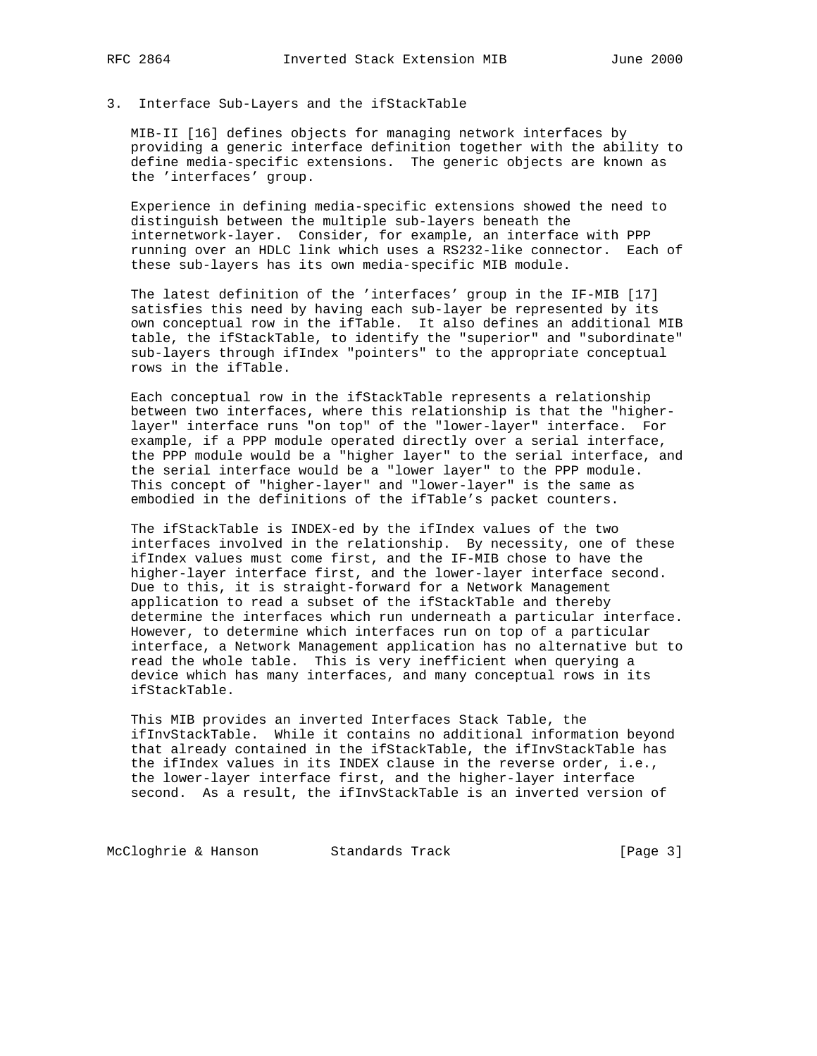## 3. Interface Sub-Layers and the ifStackTable

MIB-II [16] defines objects for managing network interfaces by providing a generic interface definition together with the ability to define media-specific extensions. The generic objects are known as the 'interfaces' group.

Experience in defining media-specific extensions showed the need to distinguish between the multiple sub-layers beneath the internetwork-layer. Consider, for example, an interface with PPP running over an HDLC link which uses a RS232-like connector. Each of these sub-layers has its own media-specific MIB module.

The latest definition of the 'interfaces' group in the IF-MIB [17] satisfies this need by having each sub-layer be represented by its own conceptual row in the ifTable. It also defines an additional MIB table, the ifStackTable, to identify the "superior" and "subordinate" sub-layers through ifIndex "pointers" to the appropriate conceptual rows in the ifTable.

Each conceptual row in the ifStackTable represents a relationship between two interfaces, where this relationship is that the "higher-layer" interface runs "on top" of the "lower-layer" interface. For example, if a PPP module operated directly over a serial interface, the PPP module would be a "higher layer" to the serial interface, and the serial interface would be a "lower layer" to the PPP module. This concept of "higher-layer" and "lower-layer" is the same as embodied in the definitions of the ifTable's packet counters.

The ifStackTable is INDEX-ed by the ifIndex values of the two interfaces involved in the relationship. By necessity, one of these ifIndex values must come first, and the IF-MIB chose to have the higher-layer interface first, and the lower-layer interface second. Due to this, it is straight-forward for a Network Management application to read a subset of the ifStackTable and thereby determine the interfaces which run underneath a particular interface. However, to determine which interfaces run on top of a particular interface, a Network Management application has no alternative but to read the whole table. This is very inefficient when querying a device which has many interfaces, and many conceptual rows in its ifStackTable.

This MIB provides an inverted Interfaces Stack Table, the ifInvStackTable. While it contains no additional information beyond that already contained in the ifStackTable, the ifInvStackTable has the ifIndex values in its INDEX clause in the reverse order, i.e., the lower-layer interface first, and the higher-layer interface second. As a result, the ifInvStackTable is an inverted version of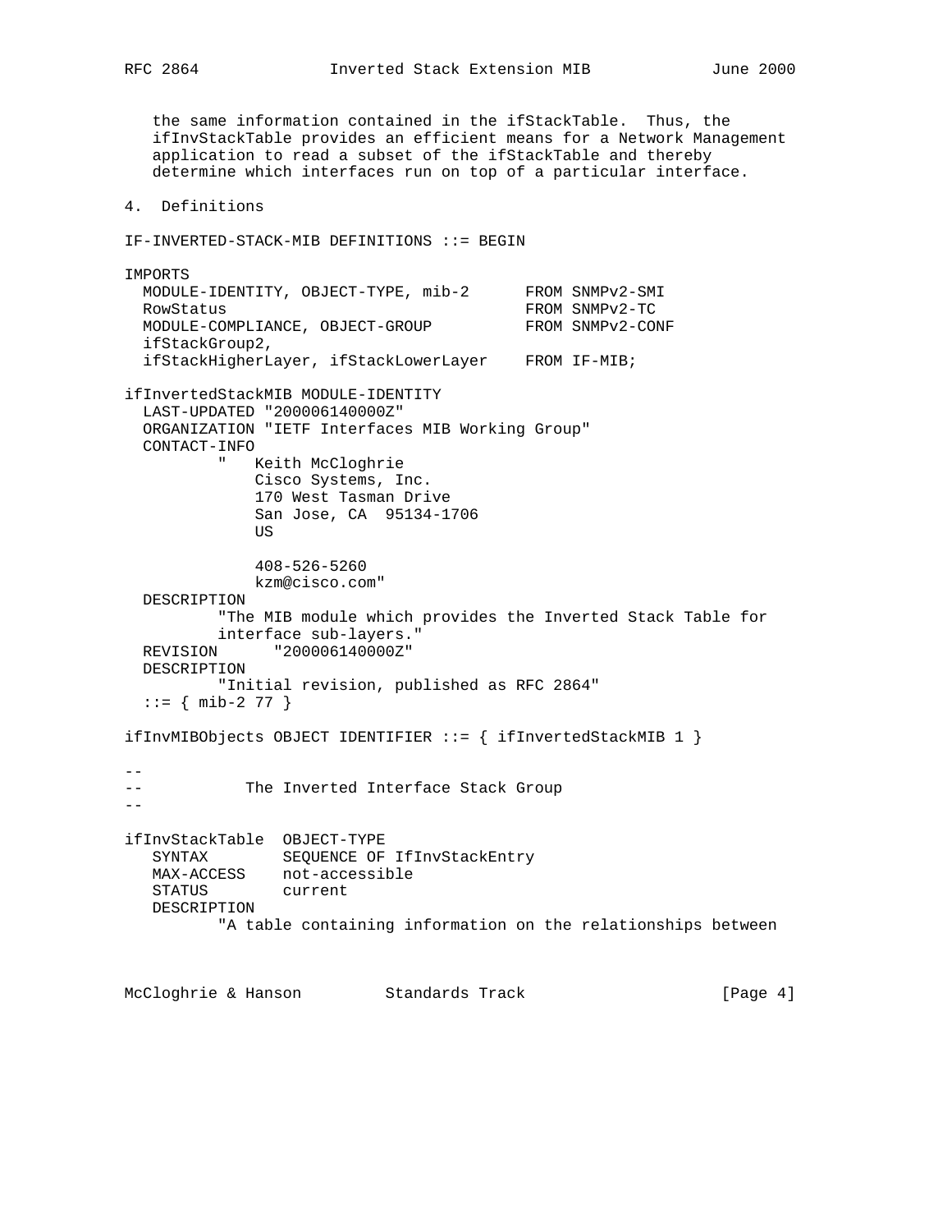the same information contained in the ifStackTable. Thus, the ifInvStackTable provides an efficient means for a Network Management application to read a subset of the ifStackTable and thereby determine which interfaces run on top of a particular interface.

## 4. Definitions

```
IF-INVERTED-STACK-MIB DEFINITIONS ::= BEGIN

IMPORTS
  MODULE-IDENTITY, OBJECT-TYPE, mib-2      FROM SNMPv2-SMI
  RowStatus                                FROM SNMPv2-TC
  MODULE-COMPLIANCE, OBJECT-GROUP          FROM SNMPv2-CONF
  ifStackGroup2,
  ifStackHigherLayer, ifStackLowerLayer    FROM IF-MIB;

ifInvertedStackMIB MODULE-IDENTITY
  LAST-UPDATED "200006140000Z"
  ORGANIZATION "IETF Interfaces MIB Working Group"
  CONTACT-INFO
          "   Keith McCloghrie
              Cisco Systems, Inc.
              170 West Tasman Drive
              San Jose, CA  95134-1706
              US

              408-526-5260
              kzm@cisco.com"
  DESCRIPTION
          "The MIB module which provides the Inverted Stack Table for
          interface sub-layers."
  REVISION      "200006140000Z"
  DESCRIPTION
          "Initial revision, published as RFC 2864"
  ::= { mib-2 77 }

ifInvMIBObjects OBJECT IDENTIFIER ::= { ifInvertedStackMIB 1 }

--
--           The Inverted Interface Stack Group
--

ifInvStackTable  OBJECT-TYPE
   SYNTAX        SEQUENCE OF IfInvStackEntry
   MAX-ACCESS    not-accessible
   STATUS        current
   DESCRIPTION
          "A table containing information on the relationships between
```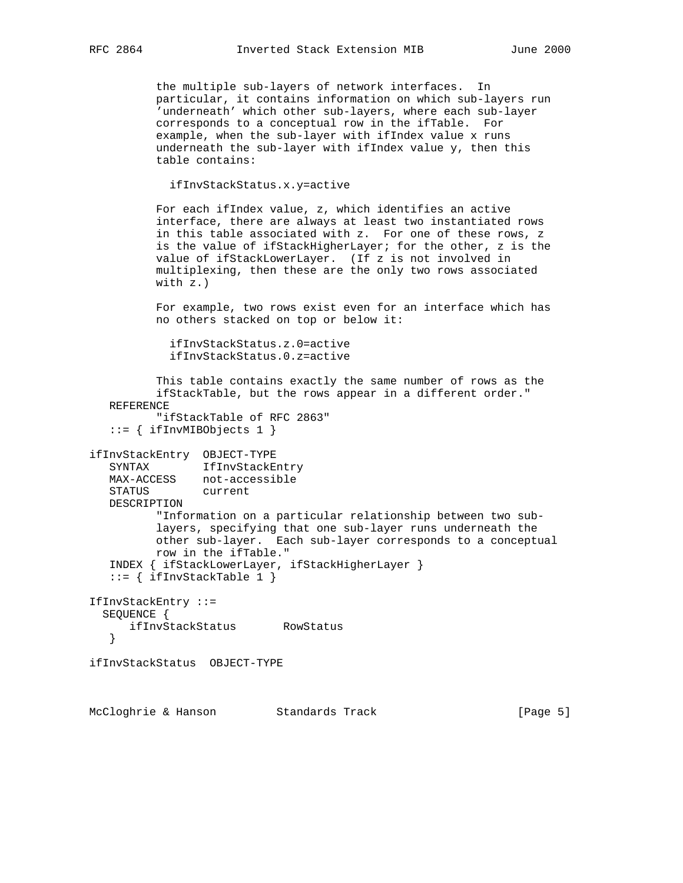```
          the multiple sub-layers of network interfaces.  In
          particular, it contains information on which sub-layers run
          'underneath' which other sub-layers, where each sub-layer
          corresponds to a conceptual row in the ifTable.  For
          example, when the sub-layer with ifIndex value x runs
          underneath the sub-layer with ifIndex value y, then this
          table contains:

            ifInvStackStatus.x.y=active

          For each ifIndex value, z, which identifies an active
          interface, there are always at least two instantiated rows
          in this table associated with z.  For one of these rows, z
          is the value of ifStackHigherLayer; for the other, z is the
          value of ifStackLowerLayer.  (If z is not involved in
          multiplexing, then these are the only two rows associated
          with z.)

          For example, two rows exist even for an interface which has
          no others stacked on top or below it:

            ifInvStackStatus.z.0=active
            ifInvStackStatus.0.z=active

          This table contains exactly the same number of rows as the
          ifStackTable, but the rows appear in a different order."
   REFERENCE
          "ifStackTable of RFC 2863"
   ::= { ifInvMIBObjects 1 }

ifInvStackEntry  OBJECT-TYPE
   SYNTAX        IfInvStackEntry
   MAX-ACCESS    not-accessible
   STATUS        current
   DESCRIPTION
          "Information on a particular relationship between two sub-
          layers, specifying that one sub-layer runs underneath the
          other sub-layer.  Each sub-layer corresponds to a conceptual
          row in the ifTable."
   INDEX { ifStackLowerLayer, ifStackHigherLayer }
   ::= { ifInvStackTable 1 }

IfInvStackEntry ::=
  SEQUENCE {
     ifInvStackStatus       RowStatus
   }

ifInvStackStatus  OBJECT-TYPE
```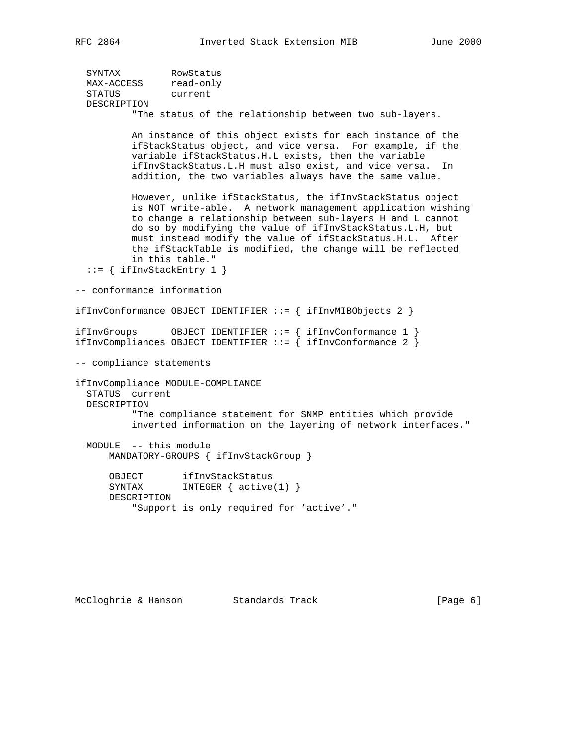```
  SYNTAX         RowStatus
  MAX-ACCESS     read-only
  STATUS         current
  DESCRIPTION
          "The status of the relationship between two sub-layers.

          An instance of this object exists for each instance of the
          ifStackStatus object, and vice versa.  For example, if the
          variable ifStackStatus.H.L exists, then the variable
          ifInvStackStatus.L.H must also exist, and vice versa.  In
          addition, the two variables always have the same value.

          However, unlike ifStackStatus, the ifInvStackStatus object
          is NOT write-able.  A network management application wishing
          to change a relationship between sub-layers H and L cannot
          do so by modifying the value of ifInvStackStatus.L.H, but
          must instead modify the value of ifStackStatus.H.L.  After
          the ifStackTable is modified, the change will be reflected
          in this table."
  ::= { ifInvStackEntry 1 }

-- conformance information

ifInvConformance OBJECT IDENTIFIER ::= { ifInvMIBObjects 2 }

ifInvGroups      OBJECT IDENTIFIER ::= { ifInvConformance 1 }
ifInvCompliances OBJECT IDENTIFIER ::= { ifInvConformance 2 }

-- compliance statements

ifInvCompliance MODULE-COMPLIANCE
  STATUS  current
  DESCRIPTION
          "The compliance statement for SNMP entities which provide
          inverted information on the layering of network interfaces."

  MODULE  -- this module
      MANDATORY-GROUPS { ifInvStackGroup }

      OBJECT       ifInvStackStatus
      SYNTAX       INTEGER { active(1) }
      DESCRIPTION
          "Support is only required for 'active'."
```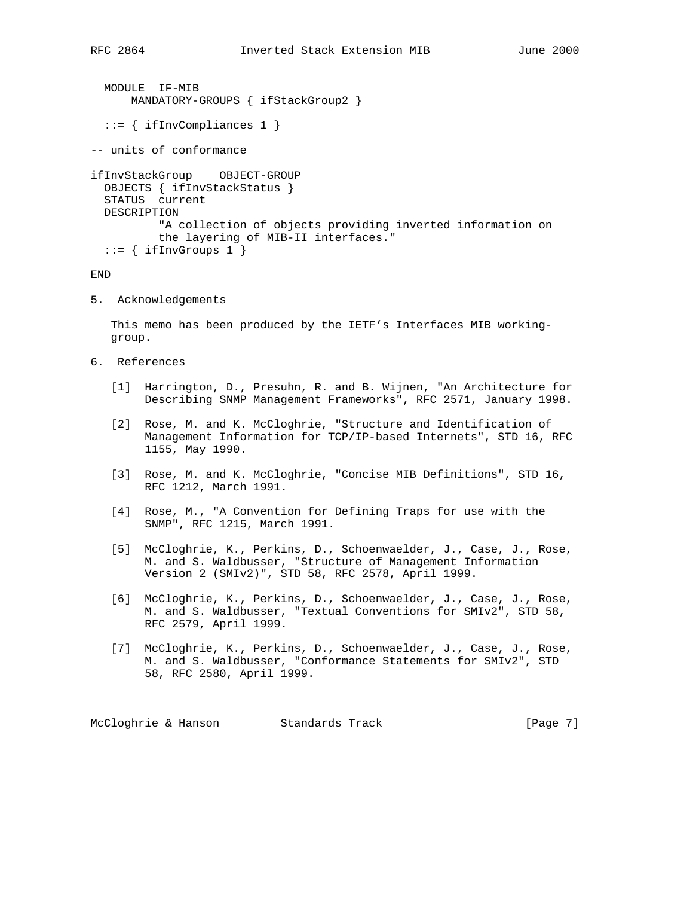```
  MODULE  IF-MIB
      MANDATORY-GROUPS { ifStackGroup2 }

  ::= { ifInvCompliances 1 }

-- units of conformance

ifInvStackGroup    OBJECT-GROUP
  OBJECTS { ifInvStackStatus }
  STATUS  current
  DESCRIPTION
          "A collection of objects providing inverted information on
          the layering of MIB-II interfaces."
  ::= { ifInvGroups 1 }

END
```

## 5. Acknowledgements

This memo has been produced by the IETF's Interfaces MIB working-group.

## 6. References

[1] Harrington, D., Presuhn, R. and B. Wijnen, "An Architecture for Describing SNMP Management Frameworks", RFC 2571, January 1998.

[2] Rose, M. and K. McCloghrie, "Structure and Identification of Management Information for TCP/IP-based Internets", STD 16, RFC 1155, May 1990.

[3] Rose, M. and K. McCloghrie, "Concise MIB Definitions", STD 16, RFC 1212, March 1991.

[4] Rose, M., "A Convention for Defining Traps for use with the SNMP", RFC 1215, March 1991.

[5] McCloghrie, K., Perkins, D., Schoenwaelder, J., Case, J., Rose, M. and S. Waldbusser, "Structure of Management Information Version 2 (SMIv2)", STD 58, RFC 2578, April 1999.

[6] McCloghrie, K., Perkins, D., Schoenwaelder, J., Case, J., Rose, M. and S. Waldbusser, "Textual Conventions for SMIv2", STD 58, RFC 2579, April 1999.

[7] McCloghrie, K., Perkins, D., Schoenwaelder, J., Case, J., Rose, M. and S. Waldbusser, "Conformance Statements for SMIv2", STD 58, RFC 2580, April 1999.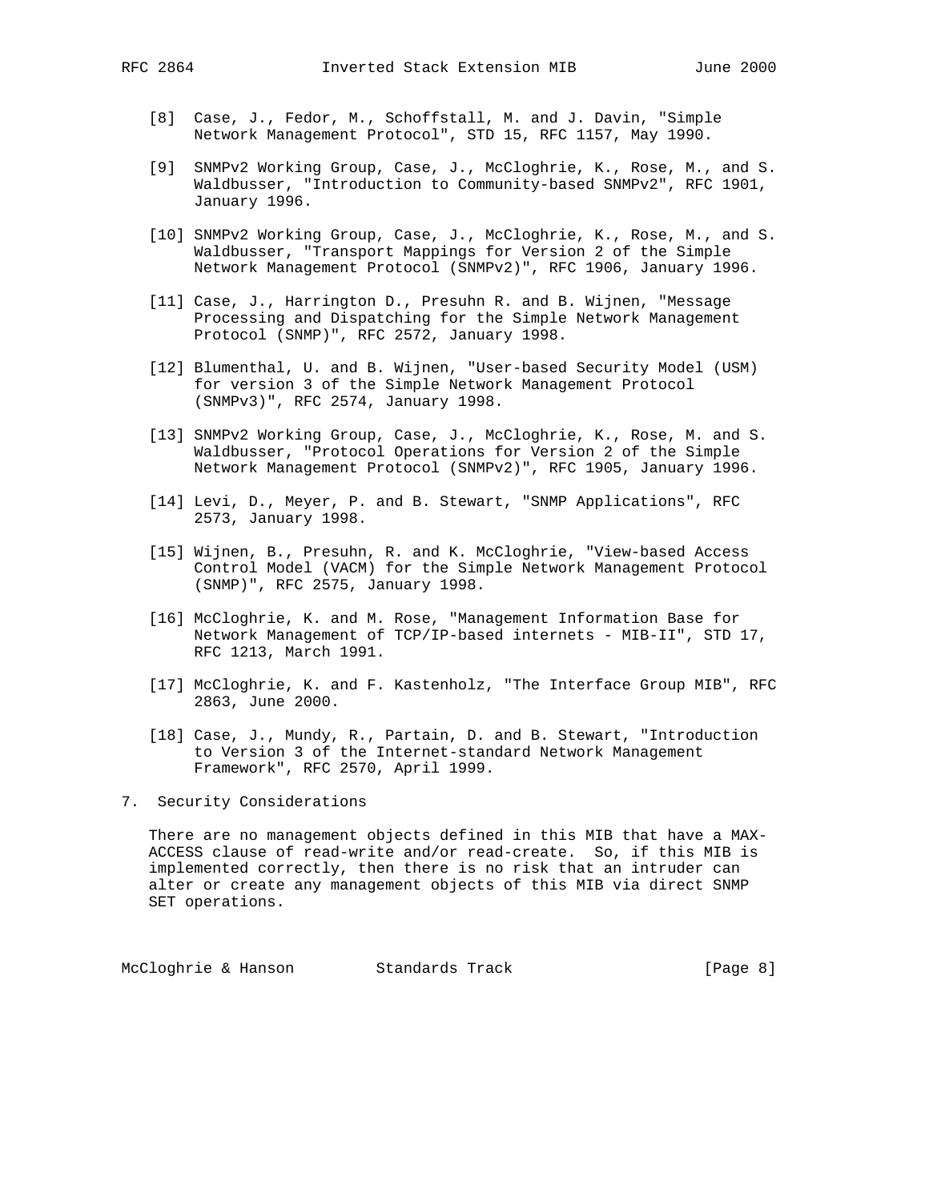[8] Case, J., Fedor, M., Schoffstall, M. and J. Davin, "Simple Network Management Protocol", STD 15, RFC 1157, May 1990.

[9] SNMPv2 Working Group, Case, J., McCloghrie, K., Rose, M., and S. Waldbusser, "Introduction to Community-based SNMPv2", RFC 1901, January 1996.

[10] SNMPv2 Working Group, Case, J., McCloghrie, K., Rose, M., and S. Waldbusser, "Transport Mappings for Version 2 of the Simple Network Management Protocol (SNMPv2)", RFC 1906, January 1996.

[11] Case, J., Harrington D., Presuhn R. and B. Wijnen, "Message Processing and Dispatching for the Simple Network Management Protocol (SNMP)", RFC 2572, January 1998.

[12] Blumenthal, U. and B. Wijnen, "User-based Security Model (USM) for version 3 of the Simple Network Management Protocol (SNMPv3)", RFC 2574, January 1998.

[13] SNMPv2 Working Group, Case, J., McCloghrie, K., Rose, M. and S. Waldbusser, "Protocol Operations for Version 2 of the Simple Network Management Protocol (SNMPv2)", RFC 1905, January 1996.

[14] Levi, D., Meyer, P. and B. Stewart, "SNMP Applications", RFC 2573, January 1998.

[15] Wijnen, B., Presuhn, R. and K. McCloghrie, "View-based Access Control Model (VACM) for the Simple Network Management Protocol (SNMP)", RFC 2575, January 1998.

[16] McCloghrie, K. and M. Rose, "Management Information Base for Network Management of TCP/IP-based internets - MIB-II", STD 17, RFC 1213, March 1991.

[17] McCloghrie, K. and F. Kastenholz, "The Interface Group MIB", RFC 2863, June 2000.

[18] Case, J., Mundy, R., Partain, D. and B. Stewart, "Introduction to Version 3 of the Internet-standard Network Management Framework", RFC 2570, April 1999.

## 7. Security Considerations

There are no management objects defined in this MIB that have a MAX-ACCESS clause of read-write and/or read-create. So, if this MIB is implemented correctly, then there is no risk that an intruder can alter or create any management objects of this MIB via direct SNMP SET operations.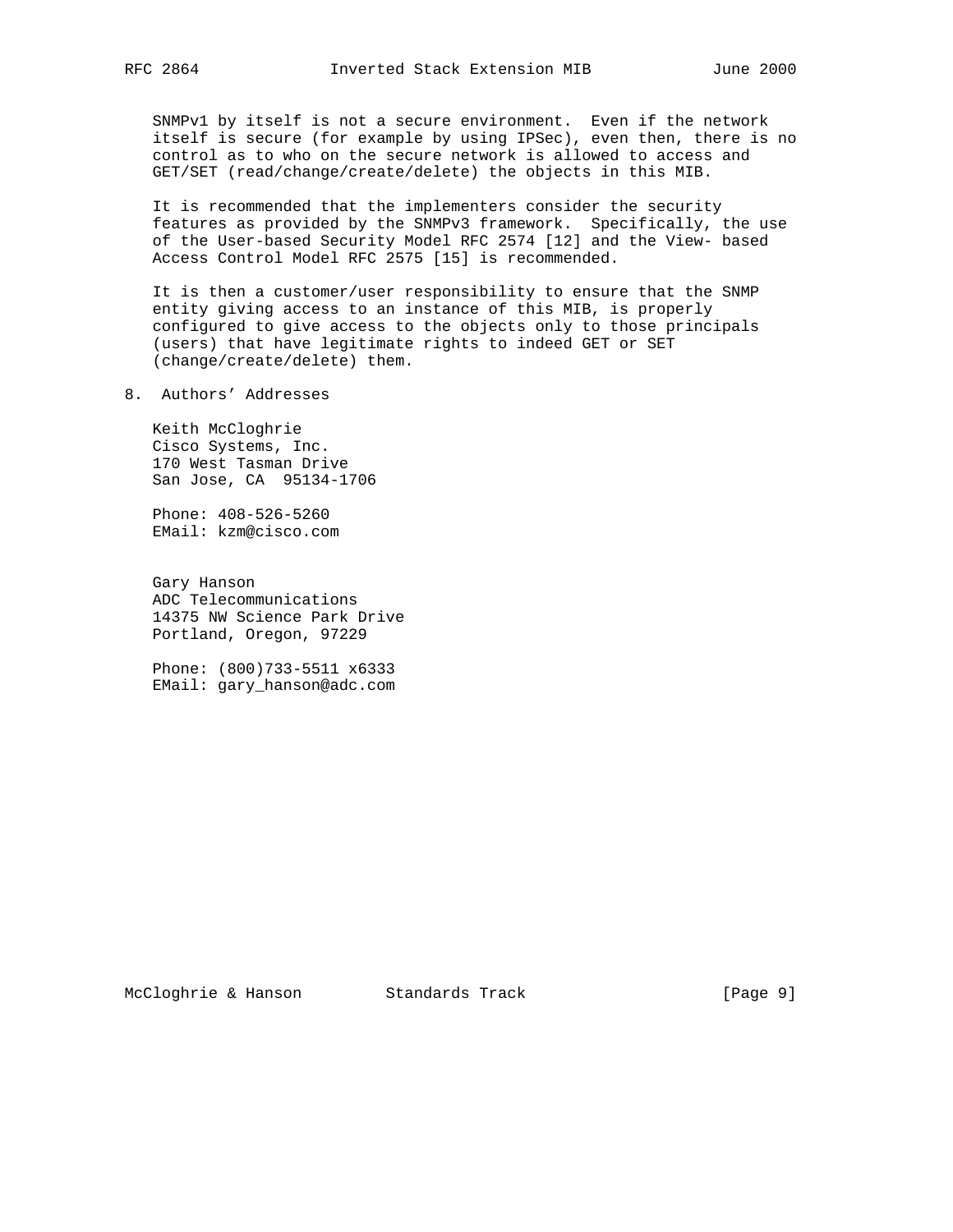SNMPv1 by itself is not a secure environment. Even if the network itself is secure (for example by using IPSec), even then, there is no control as to who on the secure network is allowed to access and GET/SET (read/change/create/delete) the objects in this MIB.

It is recommended that the implementers consider the security features as provided by the SNMPv3 framework. Specifically, the use of the User-based Security Model RFC 2574 [12] and the View- based Access Control Model RFC 2575 [15] is recommended.

It is then a customer/user responsibility to ensure that the SNMP entity giving access to an instance of this MIB, is properly configured to give access to the objects only to those principals (users) that have legitimate rights to indeed GET or SET (change/create/delete) them.

## 8. Authors' Addresses

Keith McCloghrie
Cisco Systems, Inc.
170 West Tasman Drive
San Jose, CA 95134-1706

Phone: 408-526-5260
EMail: kzm@cisco.com

Gary Hanson
ADC Telecommunications
14375 NW Science Park Drive
Portland, Oregon, 97229

Phone: (800)733-5511 x6333
EMail: gary_hanson@adc.com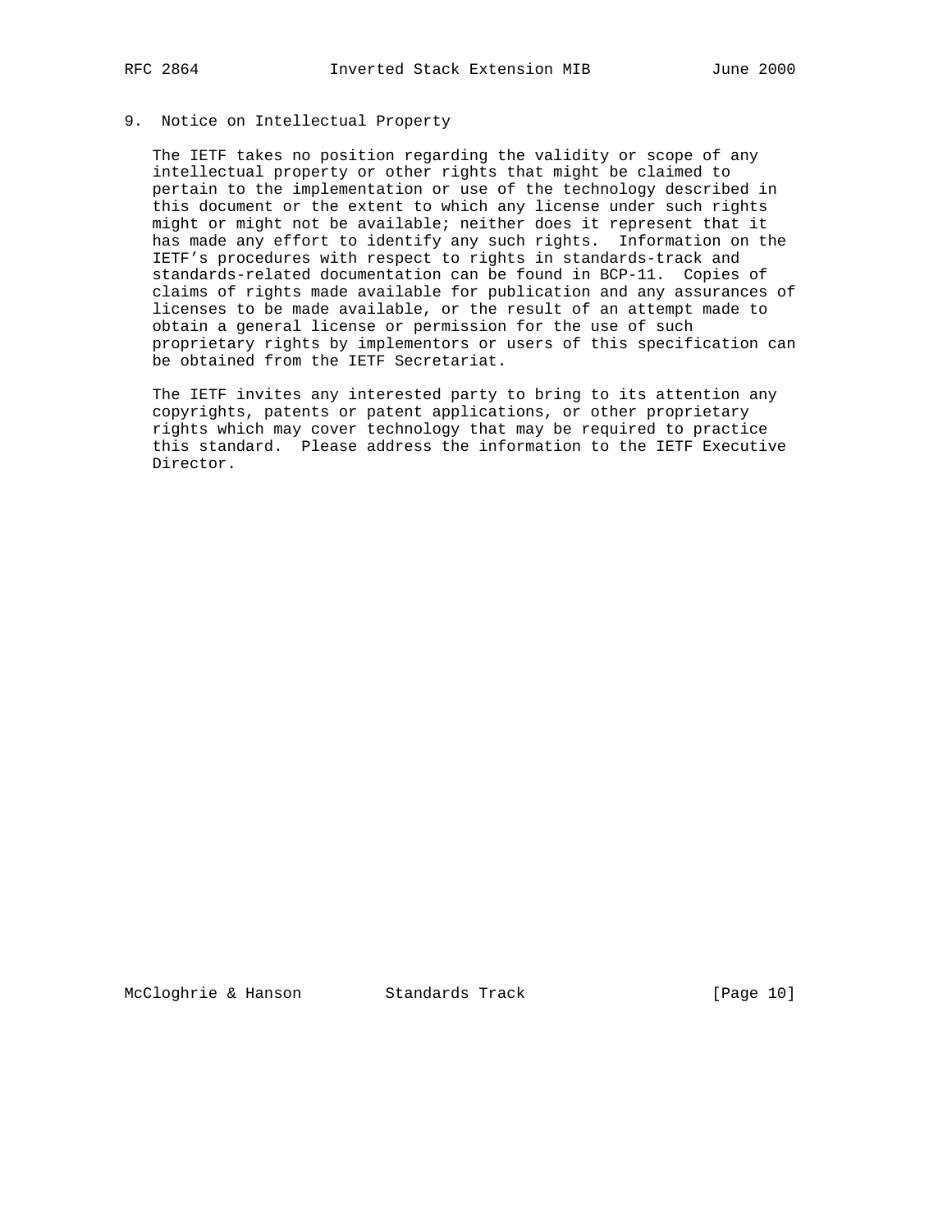## 9. Notice on Intellectual Property

The IETF takes no position regarding the validity or scope of any intellectual property or other rights that might be claimed to pertain to the implementation or use of the technology described in this document or the extent to which any license under such rights might or might not be available; neither does it represent that it has made any effort to identify any such rights. Information on the IETF's procedures with respect to rights in standards-track and standards-related documentation can be found in BCP-11. Copies of claims of rights made available for publication and any assurances of licenses to be made available, or the result of an attempt made to obtain a general license or permission for the use of such proprietary rights by implementors or users of this specification can be obtained from the IETF Secretariat.

The IETF invites any interested party to bring to its attention any copyrights, patents or patent applications, or other proprietary rights which may cover technology that may be required to practice this standard. Please address the information to the IETF Executive Director.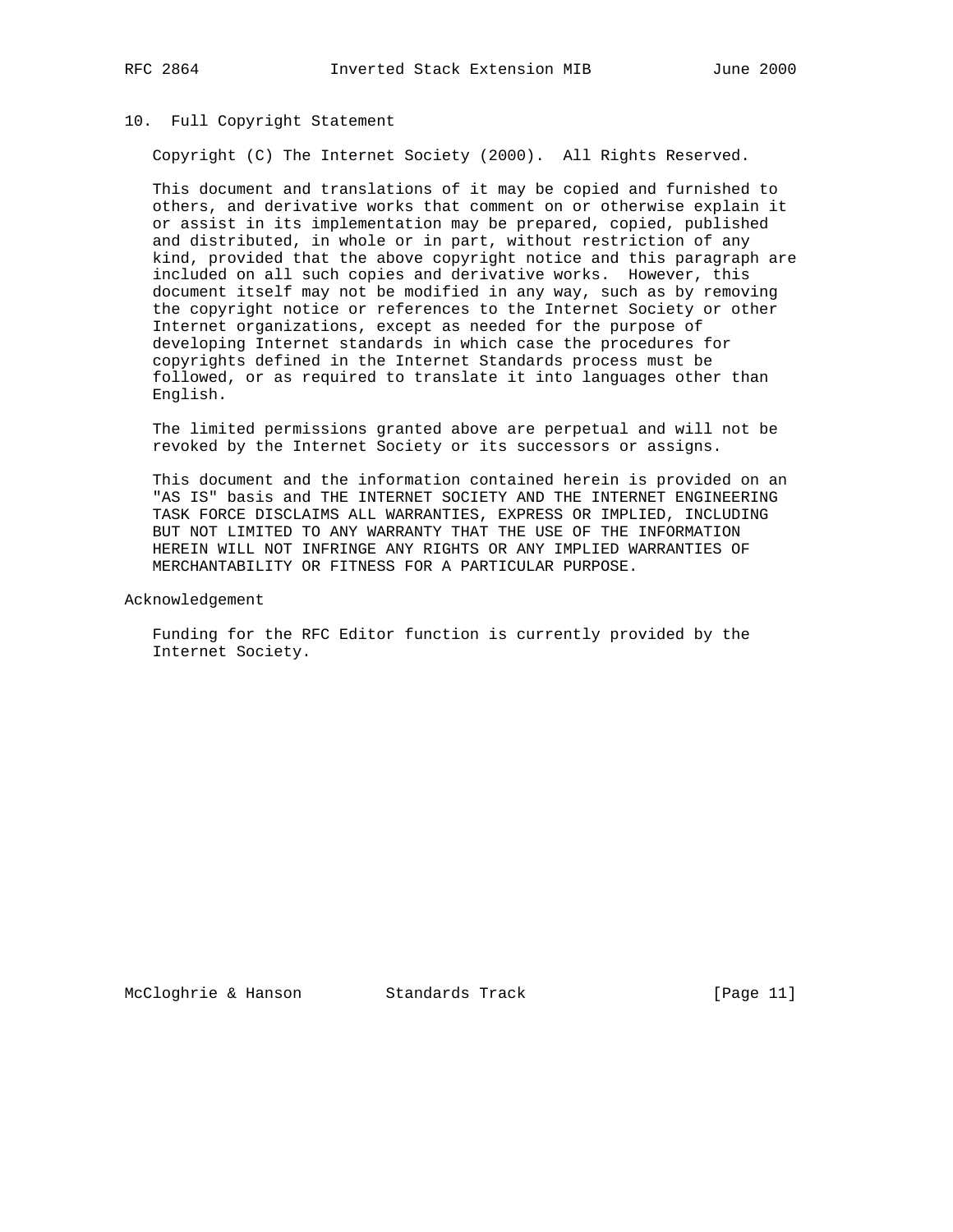## 10. Full Copyright Statement

Copyright (C) The Internet Society (2000). All Rights Reserved.

This document and translations of it may be copied and furnished to others, and derivative works that comment on or otherwise explain it or assist in its implementation may be prepared, copied, published and distributed, in whole or in part, without restriction of any kind, provided that the above copyright notice and this paragraph are included on all such copies and derivative works. However, this document itself may not be modified in any way, such as by removing the copyright notice or references to the Internet Society or other Internet organizations, except as needed for the purpose of developing Internet standards in which case the procedures for copyrights defined in the Internet Standards process must be followed, or as required to translate it into languages other than English.

The limited permissions granted above are perpetual and will not be revoked by the Internet Society or its successors or assigns.

This document and the information contained herein is provided on an "AS IS" basis and THE INTERNET SOCIETY AND THE INTERNET ENGINEERING TASK FORCE DISCLAIMS ALL WARRANTIES, EXPRESS OR IMPLIED, INCLUDING BUT NOT LIMITED TO ANY WARRANTY THAT THE USE OF THE INFORMATION HEREIN WILL NOT INFRINGE ANY RIGHTS OR ANY IMPLIED WARRANTIES OF MERCHANTABILITY OR FITNESS FOR A PARTICULAR PURPOSE.

## Acknowledgement

Funding for the RFC Editor function is currently provided by the Internet Society.